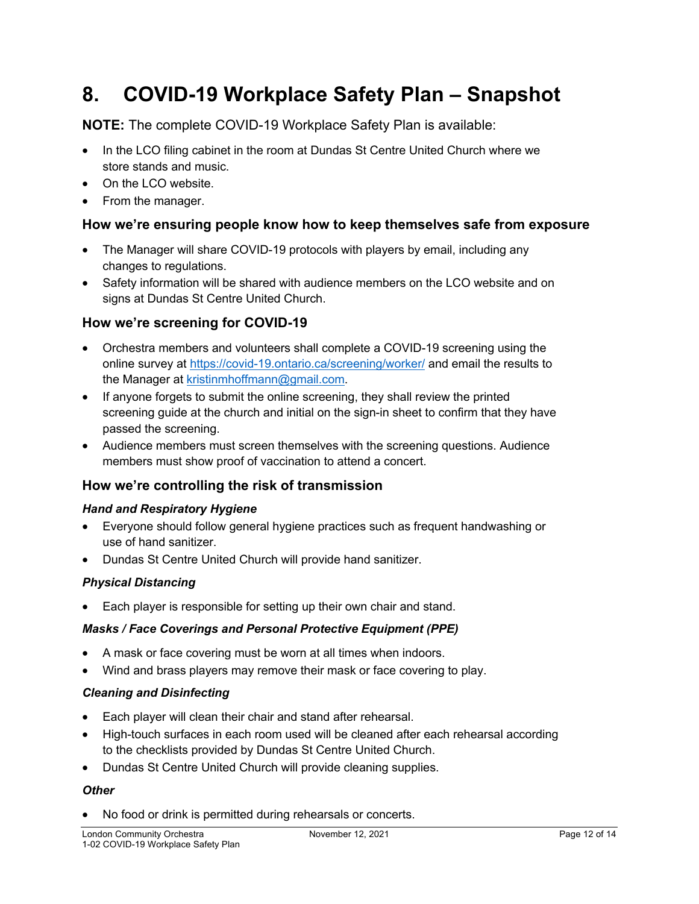# 8. COVID-19 Workplace Safety Plan – Snapshot

**NOTE:** The complete COVID-19 Workplace Safety Plan is available:

- In the LCO filing cabinet in the room at Dundas St Centre United Church where we store stands and music.
- On the LCO website.
- From the manager.

### How we're ensuring people know how to keep themselves safe from exposure

- The Manager will share COVID-19 protocols with players by email, including any changes to regulations.
- Safety information will be shared with audience members on the LCO website and on signs at Dundas St Centre United Church.

### How we're screening for COVID-19

- Orchestra members and volunteers shall complete a COVID-19 screening using the online survey at https://covid-19.ontario.ca/screening/worker/ and email the results to the Manager at kristinmhoffmann@gmail.com.
- If anyone forgets to submit the online screening, they shall review the printed screening guide at the church and initial on the sign-in sheet to confirm that they have passed the screening.
- Audience members must screen themselves with the screening questions. Audience members must show proof of vaccination to attend a concert.

### How we're controlling the risk of transmission

***Hand and Respiratory Hygiene***

- Everyone should follow general hygiene practices such as frequent handwashing or use of hand sanitizer.
- Dundas St Centre United Church will provide hand sanitizer.

***Physical Distancing***

- Each player is responsible for setting up their own chair and stand.

***Masks / Face Coverings and Personal Protective Equipment (PPE)***

- A mask or face covering must be worn at all times when indoors.
- Wind and brass players may remove their mask or face covering to play.

***Cleaning and Disinfecting***

- Each player will clean their chair and stand after rehearsal.
- High-touch surfaces in each room used will be cleaned after each rehearsal according to the checklists provided by Dundas St Centre United Church.
- Dundas St Centre United Church will provide cleaning supplies.

***Other***

- No food or drink is permitted during rehearsals or concerts.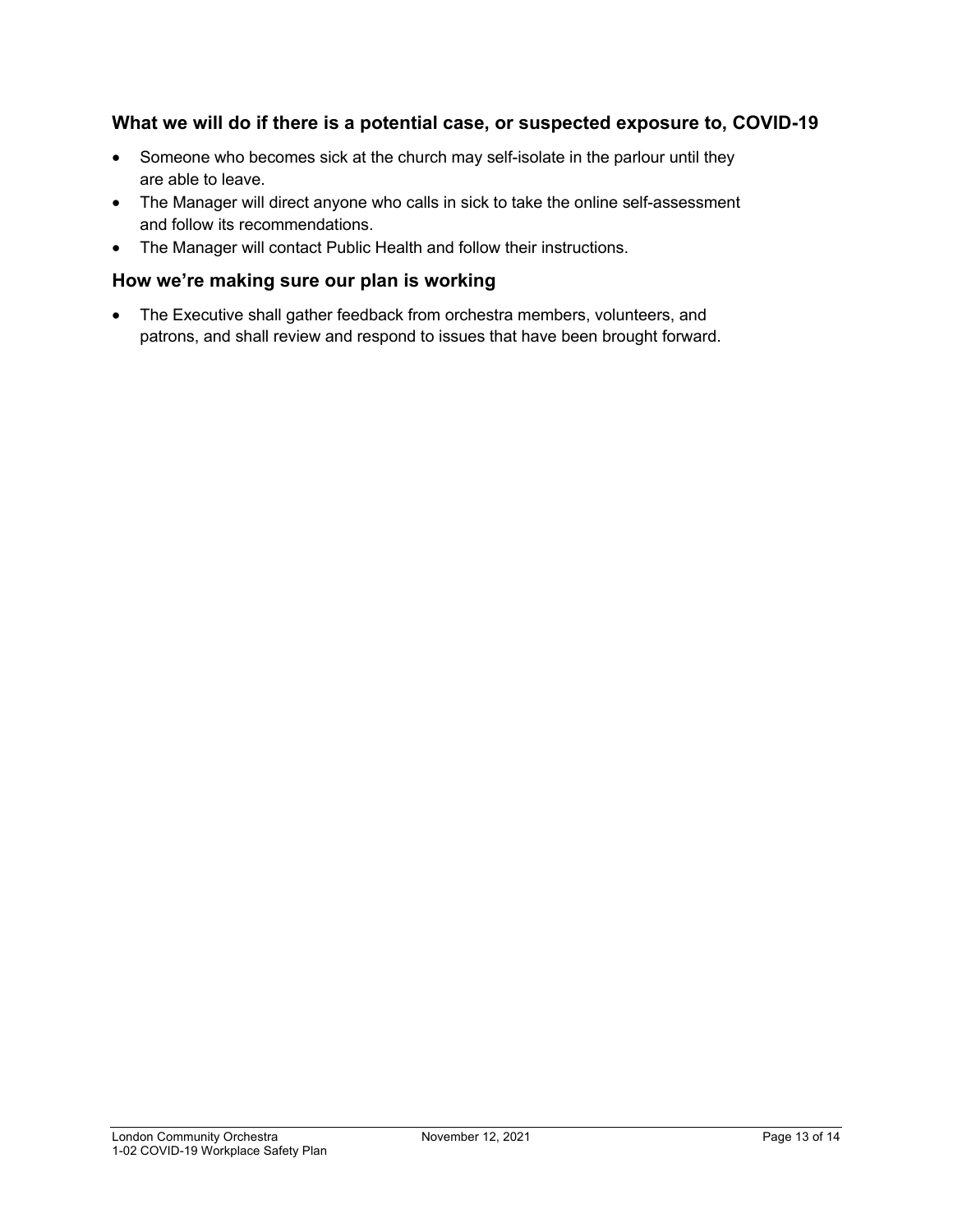### What we will do if there is a potential case, or suspected exposure to, COVID-19

- Someone who becomes sick at the church may self-isolate in the parlour until they are able to leave.
- The Manager will direct anyone who calls in sick to take the online self-assessment and follow its recommendations.
- The Manager will contact Public Health and follow their instructions.

### How we're making sure our plan is working

- The Executive shall gather feedback from orchestra members, volunteers, and patrons, and shall review and respond to issues that have been brought forward.